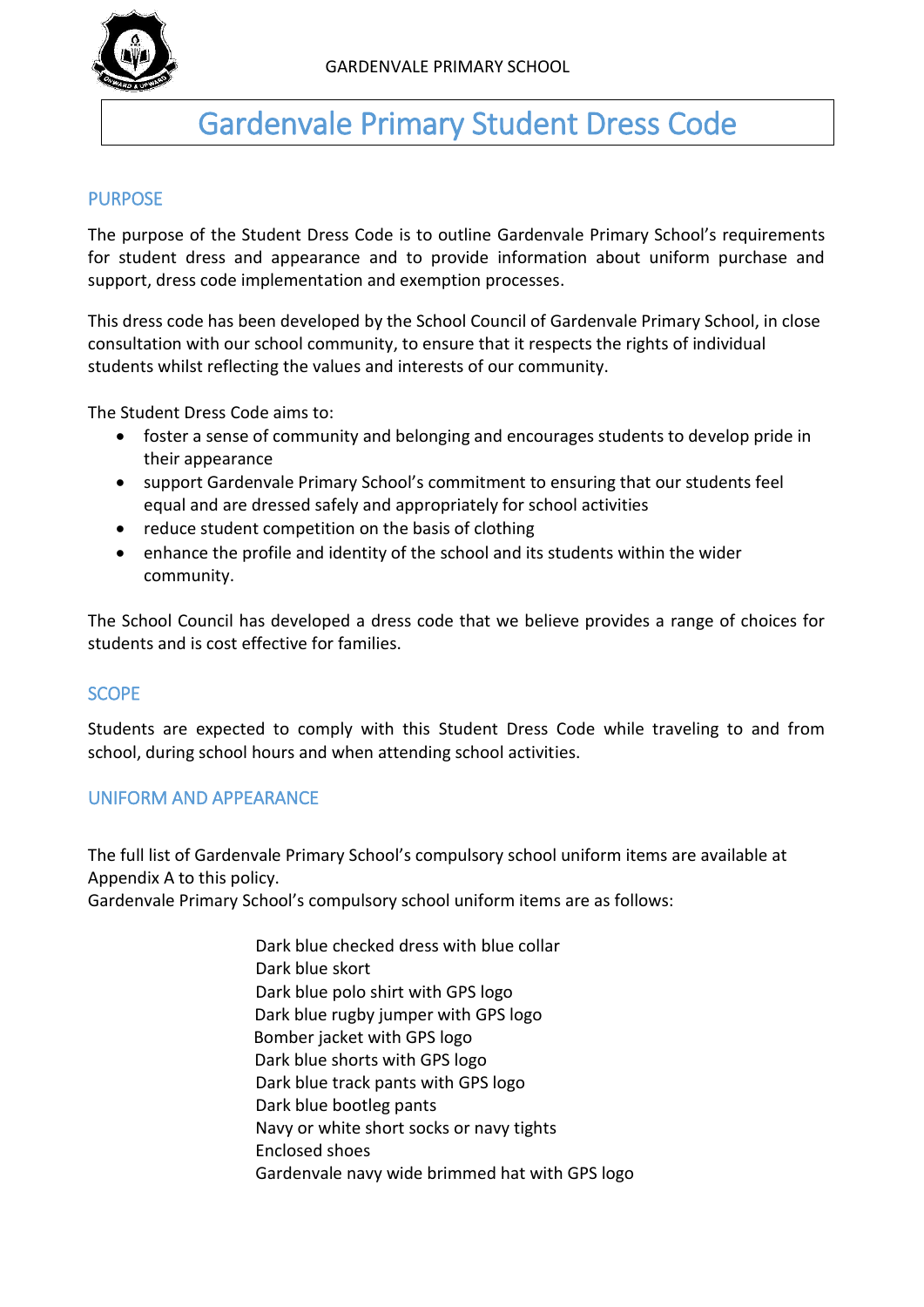GARDENVALE PRIMARY SCHOOL

# Gardenvale Primary Student Dress Code

## PURPOSE

The purpose of the Student Dress Code is to outline Gardenvale Primary School's requirements for student dress and appearance and to provide information about uniform purchase and support, dress code implementation and exemption processes.

This dress code has been developed by the School Council of Gardenvale Primary School, in close consultation with our school community, to ensure that it respects the rights of individual students whilst reflecting the values and interests of our community.

The Student Dress Code aims to:

- foster a sense of community and belonging and encourages students to develop pride in their appearance
- support Gardenvale Primary School's commitment to ensuring that our students feel equal and are dressed safely and appropriately for school activities
- reduce student competition on the basis of clothing
- enhance the profile and identity of the school and its students within the wider community.

The School Council has developed a dress code that we believe provides a range of choices for students and is cost effective for families.

## SCOPE

Students are expected to comply with this Student Dress Code while traveling to and from school, during school hours and when attending school activities.

## UNIFORM AND APPEARANCE

The full list of Gardenvale Primary School's compulsory school uniform items are available at Appendix A to this policy.
Gardenvale Primary School's compulsory school uniform items are as follows:

Dark blue checked dress with blue collar
Dark blue skort
Dark blue polo shirt with GPS logo
Dark blue rugby jumper with GPS logo
Bomber jacket with GPS logo
Dark blue shorts with GPS logo
Dark blue track pants with GPS logo
Dark blue bootleg pants
Navy or white short socks or navy tights
Enclosed shoes
Gardenvale navy wide brimmed hat with GPS logo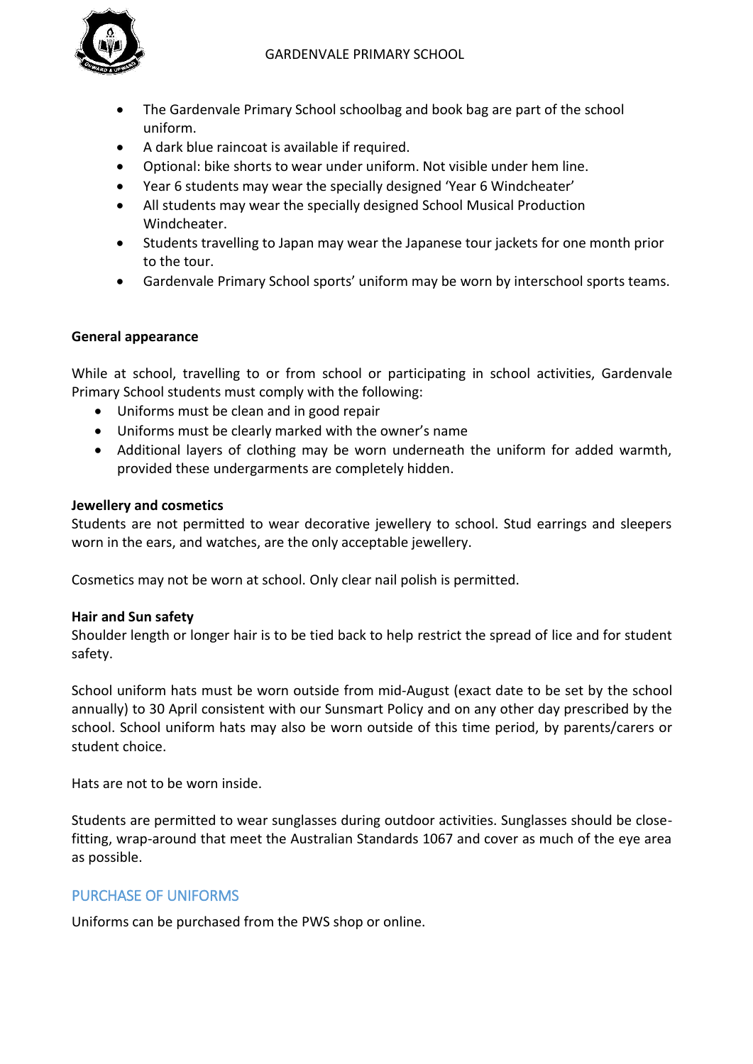- The Gardenvale Primary School schoolbag and book bag are part of the school uniform.
- A dark blue raincoat is available if required.
- Optional: bike shorts to wear under uniform. Not visible under hem line.
- Year 6 students may wear the specially designed 'Year 6 Windcheater'
- All students may wear the specially designed School Musical Production Windcheater.
- Students travelling to Japan may wear the Japanese tour jackets for one month prior to the tour.
- Gardenvale Primary School sports' uniform may be worn by interschool sports teams.

**General appearance**

While at school, travelling to or from school or participating in school activities, Gardenvale Primary School students must comply with the following:

- Uniforms must be clean and in good repair
- Uniforms must be clearly marked with the owner's name
- Additional layers of clothing may be worn underneath the uniform for added warmth, provided these undergarments are completely hidden.

**Jewellery and cosmetics**

Students are not permitted to wear decorative jewellery to school. Stud earrings and sleepers worn in the ears, and watches, are the only acceptable jewellery.

Cosmetics may not be worn at school. Only clear nail polish is permitted.

**Hair and Sun safety**

Shoulder length or longer hair is to be tied back to help restrict the spread of lice and for student safety.

School uniform hats must be worn outside from mid-August (exact date to be set by the school annually) to 30 April consistent with our Sunsmart Policy and on any other day prescribed by the school. School uniform hats may also be worn outside of this time period, by parents/carers or student choice.

Hats are not to be worn inside.

Students are permitted to wear sunglasses during outdoor activities. Sunglasses should be close-fitting, wrap-around that meet the Australian Standards 1067 and cover as much of the eye area as possible.

## PURCHASE OF UNIFORMS

Uniforms can be purchased from the PWS shop or online.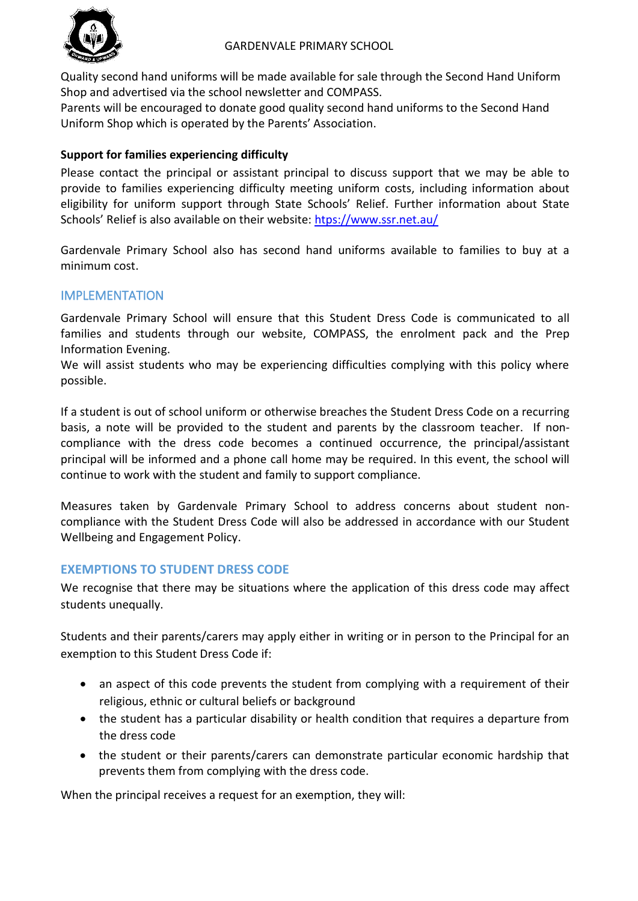Quality second hand uniforms will be made available for sale through the Second Hand Uniform Shop and advertised via the school newsletter and COMPASS.
Parents will be encouraged to donate good quality second hand uniforms to the Second Hand Uniform Shop which is operated by the Parents' Association.

**Support for families experiencing difficulty**

Please contact the principal or assistant principal to discuss support that we may be able to provide to families experiencing difficulty meeting uniform costs, including information about eligibility for uniform support through State Schools' Relief. Further information about State Schools' Relief is also available on their website: https://www.ssr.net.au/

Gardenvale Primary School also has second hand uniforms available to families to buy at a minimum cost.

## IMPLEMENTATION

Gardenvale Primary School will ensure that this Student Dress Code is communicated to all families and students through our website, COMPASS, the enrolment pack and the Prep Information Evening.
We will assist students who may be experiencing difficulties complying with this policy where possible.

If a student is out of school uniform or otherwise breaches the Student Dress Code on a recurring basis, a note will be provided to the student and parents by the classroom teacher. If non-compliance with the dress code becomes a continued occurrence, the principal/assistant principal will be informed and a phone call home may be required. In this event, the school will continue to work with the student and family to support compliance.

Measures taken by Gardenvale Primary School to address concerns about student non-compliance with the Student Dress Code will also be addressed in accordance with our Student Wellbeing and Engagement Policy.

## EXEMPTIONS TO STUDENT DRESS CODE

We recognise that there may be situations where the application of this dress code may affect students unequally.

Students and their parents/carers may apply either in writing or in person to the Principal for an exemption to this Student Dress Code if:

- an aspect of this code prevents the student from complying with a requirement of their religious, ethnic or cultural beliefs or background
- the student has a particular disability or health condition that requires a departure from the dress code
- the student or their parents/carers can demonstrate particular economic hardship that prevents them from complying with the dress code.

When the principal receives a request for an exemption, they will: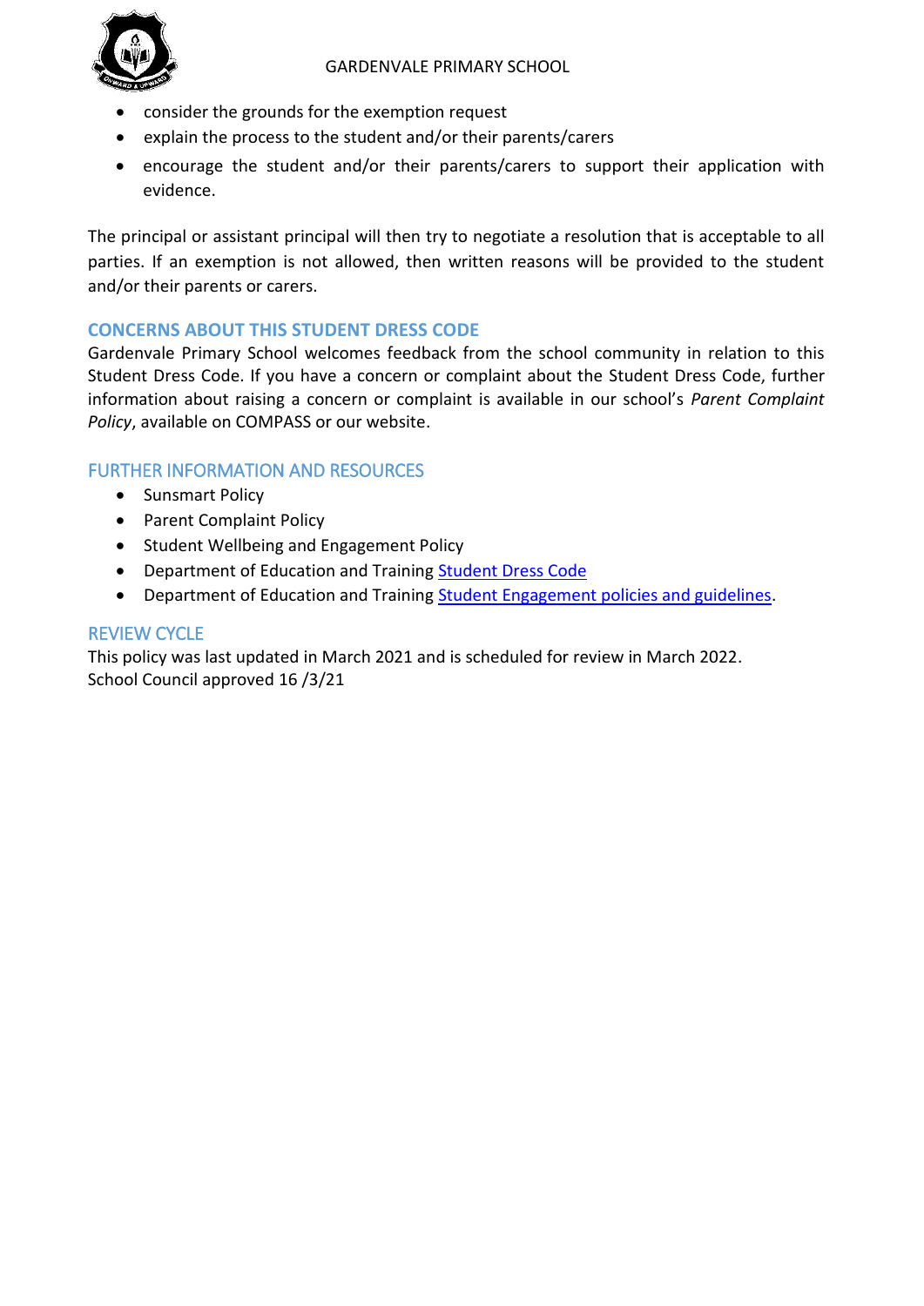- consider the grounds for the exemption request
- explain the process to the student and/or their parents/carers
- encourage the student and/or their parents/carers to support their application with evidence.

The principal or assistant principal will then try to negotiate a resolution that is acceptable to all parties. If an exemption is not allowed, then written reasons will be provided to the student and/or their parents or carers.

## CONCERNS ABOUT THIS STUDENT DRESS CODE

Gardenvale Primary School welcomes feedback from the school community in relation to this Student Dress Code. If you have a concern or complaint about the Student Dress Code, further information about raising a concern or complaint is available in our school's *Parent Complaint Policy*, available on COMPASS or our website.

## FURTHER INFORMATION AND RESOURCES

- Sunsmart Policy
- Parent Complaint Policy
- Student Wellbeing and Engagement Policy
- Department of Education and Training Student Dress Code
- Department of Education and Training Student Engagement policies and guidelines.

## REVIEW CYCLE

This policy was last updated in March 2021 and is scheduled for review in March 2022.
School Council approved 16 /3/21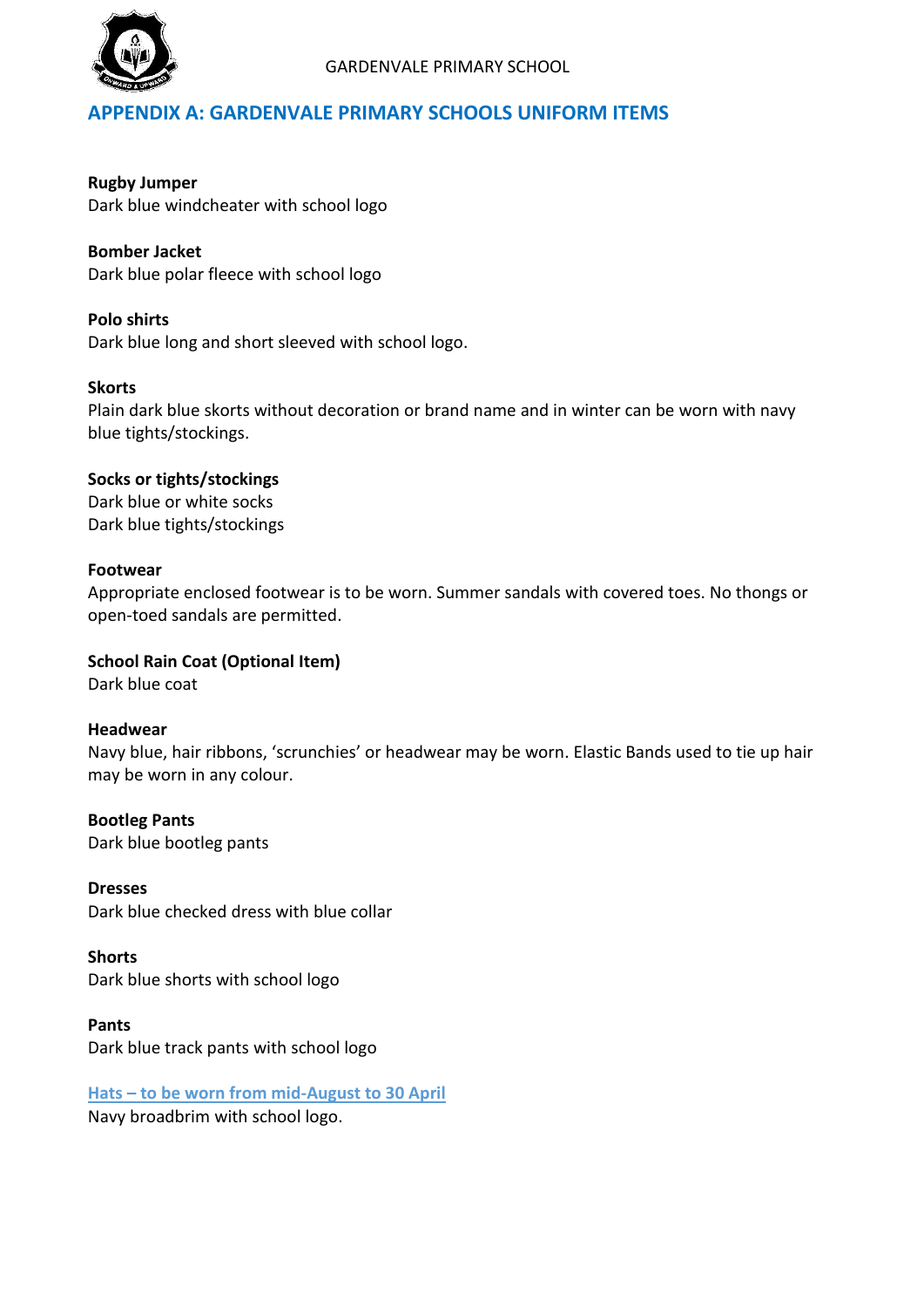## APPENDIX A: GARDENVALE PRIMARY SCHOOLS UNIFORM ITEMS

**Rugby Jumper**
Dark blue windcheater with school logo

**Bomber Jacket**
Dark blue polar fleece with school logo

**Polo shirts**
Dark blue long and short sleeved with school logo.

**Skorts**
Plain dark blue skorts without decoration or brand name and in winter can be worn with navy blue tights/stockings.

**Socks or tights/stockings**
Dark blue or white socks
Dark blue tights/stockings

**Footwear**
Appropriate enclosed footwear is to be worn. Summer sandals with covered toes. No thongs or open-toed sandals are permitted.

**School Rain Coat (Optional Item)**
Dark blue coat

**Headwear**
Navy blue, hair ribbons, 'scrunchies' or headwear may be worn. Elastic Bands used to tie up hair may be worn in any colour.

**Bootleg Pants**
Dark blue bootleg pants

**Dresses**
Dark blue checked dress with blue collar

**Shorts**
Dark blue shorts with school logo

**Pants**
Dark blue track pants with school logo

**Hats – to be worn from mid-August to 30 April**
Navy broadbrim with school logo.